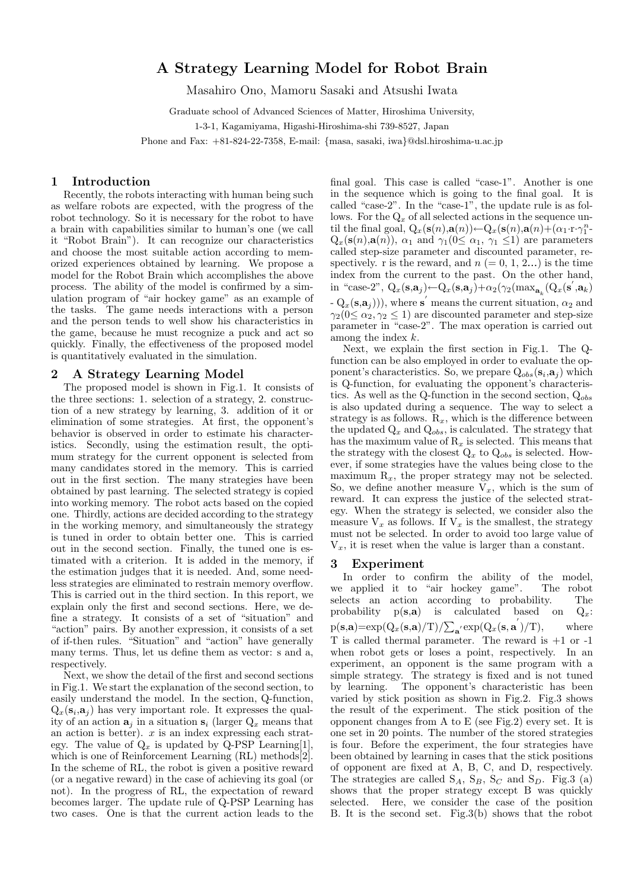# A Strategy Learning Model for Robot Brain

Masahiro Ono, Mamoru Sasaki and Atsushi Iwata

Graduate school of Advanced Sciences of Matter, Hiroshima University,

1-3-1, Kagamiyama, Higashi-Hiroshima-shi 739-8527, Japan

Phone and Fax: +81-824-22-7358, E-mail: {masa, sasaki, iwa}@dsl.hiroshima-u.ac.jp

## 1 Introduction

Recently, the robots interacting with human being such as welfare robots are expected, with the progress of the robot technology. So it is necessary for the robot to have a brain with capabilities similar to human's one (we call it "Robot Brain"). It can recognize our characteristics and choose the most suitable action according to memorized experiences obtained by learning. We propose a model for the Robot Brain which accomplishes the above process. The ability of the model is confirmed by a simulation program of "air hockey game" as an example of the tasks. The game needs interactions with a person and the person tends to well show his characteristics in the game, because he must recognize a puck and act so quickly. Finally, the effectiveness of the proposed model is quantitatively evaluated in the simulation.

## 2 A Strategy Learning Model

The proposed model is shown in Fig.1. It consists of the three sections: 1. selection of a strategy, 2. construction of a new strategy by learning, 3. addition of it or elimination of some strategies. At first, the opponent's behavior is observed in order to estimate his characteristics. Secondly, using the estimation result, the optimum strategy for the current opponent is selected from many candidates stored in the memory. This is carried out in the first section. The many strategies have been obtained by past learning. The selected strategy is copied into working memory. The robot acts based on the copied one. Thirdly, actions are decided according to the strategy in the working memory, and simultaneously the strategy is tuned in order to obtain better one. This is carried out in the second section. Finally, the tuned one is estimated with a criterion. It is added in the memory, if the estimation judges that it is needed. And, some needless strategies are eliminated to restrain memory overflow. This is carried out in the third section. In this report, we explain only the first and second sections. Here, we define a strategy. It consists of a set of "situation" and "action" pairs. By another expression, it consists of a set of if-then rules. "Situation" and "action" have generally many terms. Thus, let us define them as vector: s and a, respectively.

Next, we show the detail of the first and second sections in Fig.1. We start the explanation of the second section, to easily understand the model. In the section, Q-function, $Q_x(\mathbf{s}_i,\mathbf{a}_j)$ has very important role. It expresses the quality of an action $\mathbf{a}_j$ in a situation $\mathbf{s}_i$ (larger $Q_x$ means that an action is better). $x$ is an index expressing each strategy. The value of $Q_x$ is updated by Q-PSP Learning[1], which is one of Reinforcement Learning (RL) methods[2]. In the scheme of RL, the robot is given a positive reward (or a negative reward) in the case of achieving its goal (or not). In the progress of RL, the expectation of reward becomes larger. The update rule of Q-PSP Learning has two cases. One is that the current action leads to the final goal. This case is called "case-1". Another is one in the sequence which is going to the final goal. It is called "case-2". In the "case-1", the update rule is as follows. For the $Q_x$ of all selected actions in the sequence until the final goal, $Q_x(\mathbf{s}(n),\mathbf{a}(n))\leftarrow Q_x(\mathbf{s}(n),\mathbf{a}(n))+(\alpha_1\cdot r\cdot\gamma_1^n - Q_x(\mathbf{s}(n),\mathbf{a}(n)))$, $\alpha_1$ and $\gamma_1 (0\leq \alpha_1,\ \gamma_1 \leq 1)$ are parameters called step-size parameter and discounted parameter, respectively. r is the reward, and $n$ (= 0, 1, 2...) is the time index from the current to the past. On the other hand, in "case-2", $Q_x(\mathbf{s},\mathbf{a}_j)\leftarrow Q_x(\mathbf{s},\mathbf{a}_j)+\alpha_2(\gamma_2(\max_{\mathbf{a}_k}(Q_x(\mathbf{s}',\mathbf{a}_k) - Q_x(\mathbf{s},\mathbf{a}_j)))$, where $\mathbf{s}'$ means the current situation, $\alpha_2$ and $\gamma_2 (0\leq \alpha_2, \gamma_2 \leq 1)$ are discounted parameter and step-size parameter in "case-2". The max operation is carried out among the index $k$.

Next, we explain the first section in Fig.1. The Q-function can be also employed in order to evaluate the opponent's characteristics. So, we prepare $Q_{obs}(\mathbf{s}_i,\mathbf{a}_j)$ which is Q-function, for evaluating the opponent's characteristics. As well as the Q-function in the second section, $Q_{obs}$ is also updated during a sequence. The way to select a strategy is as follows. $R_x$, which is the difference between the updated $Q_x$ and $Q_{obs}$, is calculated. The strategy that has the maximum value of $R_x$ is selected. This means that the strategy with the closest $Q_x$ to $Q_{obs}$ is selected. However, if some strategies have the values being close to the maximum $R_x$, the proper strategy may not be selected. So, we define another measure $V_x$, which is the sum of reward. It can express the justice of the selected strategy. When the strategy is selected, we consider also the measure $V_x$ as follows. If $V_x$ is the smallest, the strategy must not be selected. In order to avoid too large value of $V_x$, it is reset when the value is larger than a constant.

## 3 Experiment

In order to confirm the ability of the model, we applied it to "air hockey game". The robot selects an action according to probability. The probability $p(\mathbf{s},\mathbf{a})$ is calculated based on $Q_x$: $p(\mathbf{s},\mathbf{a})=\exp(Q_x(\mathbf{s},\mathbf{a})/T)/\sum_{\mathbf{a}'}\exp(Q_x(\mathbf{s},\mathbf{a}')/T)$, where T is called thermal parameter. The reward is +1 or -1 when robot gets or loses a point, respectively. In an experiment, an opponent is the same program with a simple strategy. The strategy is fixed and is not tuned by learning. The opponent's characteristic has been varied by stick position as shown in Fig.2. Fig.3 shows the result of the experiment. The stick position of the opponent changes from A to E (see Fig.2) every set. It is one set in 20 points. The number of the stored strategies is four. Before the experiment, the four strategies have been obtained by learning in cases that the stick positions of opponent are fixed at A, B, C, and D, respectively. The strategies are called $S_A$, $S_B$, $S_C$ and $S_D$. Fig.3 (a) shows that the proper strategy except B was quickly selected. Here, we consider the case of the position B. It is the second set. Fig.3(b) shows that the robot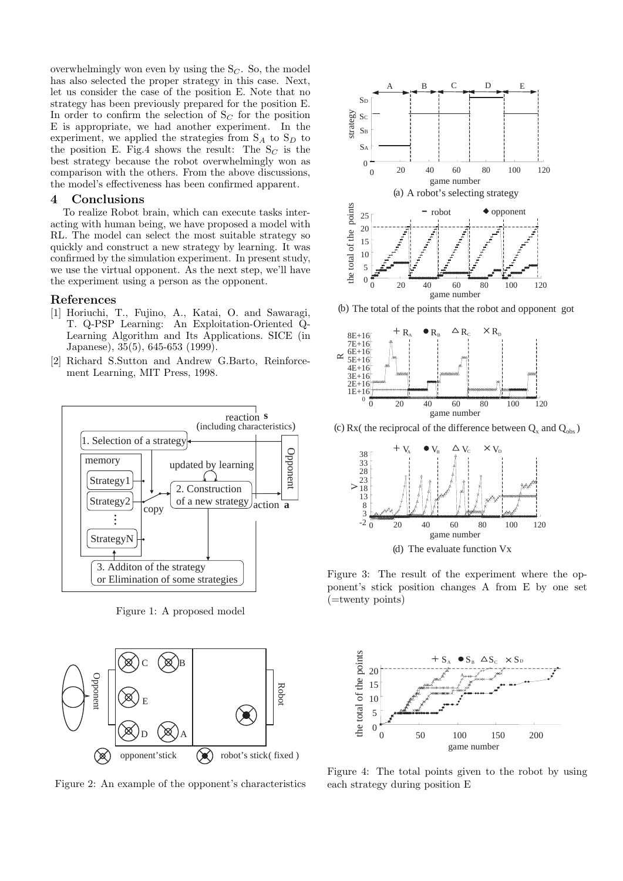overwhelmingly won even by using the $S_C$. So, the model has also selected the proper strategy in this case. Next, let us consider the case of the position E. Note that no strategy has been previously prepared for the position E. In order to confirm the selection of $S_C$ for the position E is appropriate, we had another experiment. In the experiment, we applied the strategies from $S_A$ to $S_D$ to the position E. Fig.4 shows the result: The $S_C$ is the best strategy because the robot overwhelmingly won as comparison with the others. From the above discussions, the model's effectiveness has been confirmed apparent.

## 4 Conclusions

To realize Robot brain, which can execute tasks interacting with human being, we have proposed a model with RL. The model can select the most suitable strategy so quickly and construct a new strategy by learning. It was confirmed by the simulation experiment. In present study, we use the virtual opponent. As the next step, we'll have the experiment using a person as the opponent.

## References

[1] Horiuchi, T., Fujino, A., Katai, O. and Sawaragi, T. Q-PSP Learning: An Exploitation-Oriented Q-Learning Algorithm and Its Applications. SICE (in Japanese), 35(5), 645-653 (1999).

[2] Richard S.Sutton and Andrew G.Barto, Reinforcement Learning, MIT Press, 1998.

reaction **s**
(including characteristics)
1. Selection of a strategy
Opponent
memory
Strategy1
Strategy2
StrategyN
updated by learning
2. Construction of a new strategy
copy
action **a**
3. Additon of the strategy or Elimination of some strategies

Figure 1: A proposed model

C
B
E
D
A
Opponent
Robot
opponent'stick
robot's stick( fixed )

Figure 2: An example of the opponent's characteristics

A B C D E
strategy
SD
SC
SB
SA
0
0 20 40 60 80 100 120
game number

(a) A robot's selecting strategy

the total of the points
robot
opponent
25 20 15 10 5 0
0 20 40 60 80 100 120
game number

(b) The total of the points that the robot and opponent got

$R_A$ $R_B$ $R_C$ $R_D$
R
8E+16 7E+16 6E+16 5E+16 4E+16 3E+16 2E+16 1E+16 0
0 20 40 60 80 100 120
game number

(c) Rx( the reciprocal of the difference between $Q_x$ and $Q_{obs}$ )

$V_A$ $V_B$ $V_C$ $V_D$
V
38 33 28 23 18 13 8 3 -2
0 20 40 60 80 100 120
game number

(d) The evaluate function Vx

Figure 3: The result of the experiment where the opponent's stick position changes A from E by one set (=twenty points)

the total of the points
$S_A$ $S_B$ $S_C$ $S_D$
20 15 10 5 0
0 50 100 150 200
game number

Figure 4: The total points given to the robot by using each strategy during position E